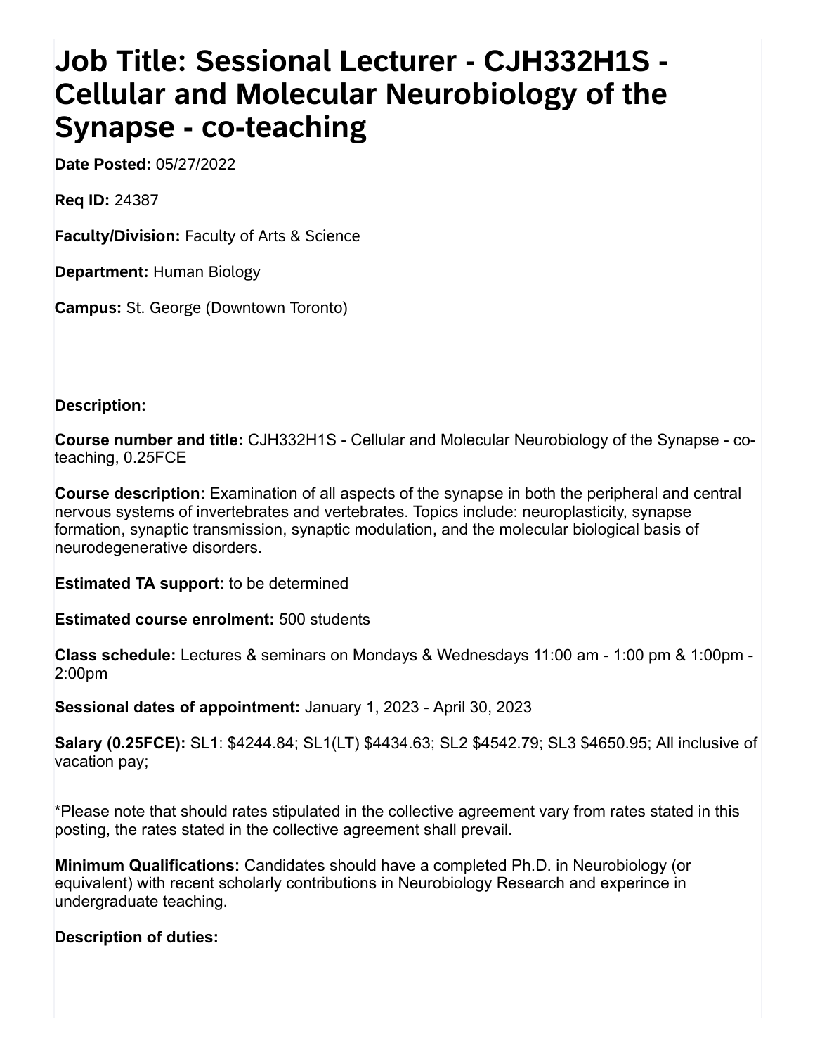# Job Title: Sessional Lecturer - CJH332H1S - Cellular and Molecular Neurobiology of the Synapse - co-teaching

**Date Posted:** 05/27/2022

**Req ID:** 24387

**Faculty/Division:** Faculty of Arts & Science

**Department:** Human Biology

**Campus:** St. George (Downtown Toronto)

**Description:**

**Course number and title:** CJH332H1S - Cellular and Molecular Neurobiology of the Synapse - co-teaching, 0.25FCE

**Course description:** Examination of all aspects of the synapse in both the peripheral and central nervous systems of invertebrates and vertebrates. Topics include: neuroplasticity, synapse formation, synaptic transmission, synaptic modulation, and the molecular biological basis of neurodegenerative disorders.

**Estimated TA support:** to be determined

**Estimated course enrolment:** 500 students

**Class schedule:** Lectures & seminars on Mondays & Wednesdays 11:00 am - 1:00 pm & 1:00pm - 2:00pm

**Sessional dates of appointment:** January 1, 2023 - April 30, 2023

**Salary (0.25FCE):** SL1: $4244.84; SL1(LT) $4434.63; SL2 $4542.79; SL3 $4650.95; All inclusive of vacation pay;

*Please note that should rates stipulated in the collective agreement vary from rates stated in this posting, the rates stated in the collective agreement shall prevail.

**Minimum Qualifications:** Candidates should have a completed Ph.D. in Neurobiology (or equivalent) with recent scholarly contributions in Neurobiology Research and experince in undergraduate teaching.

**Description of duties:**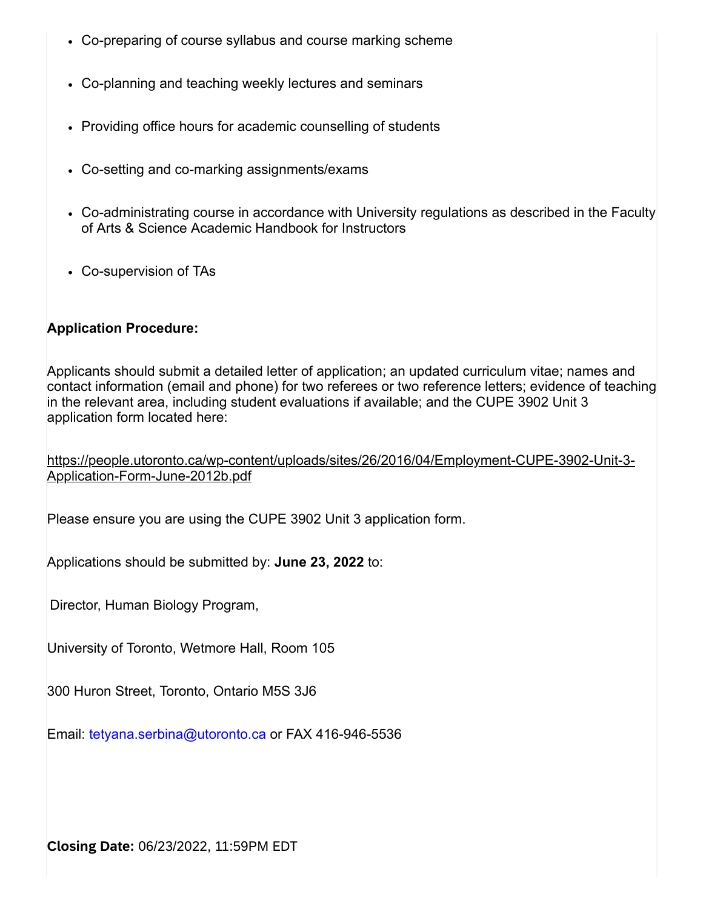- Co-preparing of course syllabus and course marking scheme
- Co-planning and teaching weekly lectures and seminars
- Providing office hours for academic counselling of students
- Co-setting and co-marking assignments/exams
- Co-administrating course in accordance with University regulations as described in the Faculty of Arts & Science Academic Handbook for Instructors
- Co-supervision of TAs

**Application Procedure:**

Applicants should submit a detailed letter of application; an updated curriculum vitae; names and contact information (email and phone) for two referees or two reference letters; evidence of teaching in the relevant area, including student evaluations if available; and the CUPE 3902 Unit 3 application form located here:

https://people.utoronto.ca/wp-content/uploads/sites/26/2016/04/Employment-CUPE-3902-Unit-3-Application-Form-June-2012b.pdf

Please ensure you are using the CUPE 3902 Unit 3 application form.

Applications should be submitted by: **June 23, 2022** to:

Director, Human Biology Program,

University of Toronto, Wetmore Hall, Room 105

300 Huron Street, Toronto, Ontario M5S 3J6

Email: tetyana.serbina@utoronto.ca or FAX 416-946-5536

**Closing Date:** 06/23/2022, 11:59PM EDT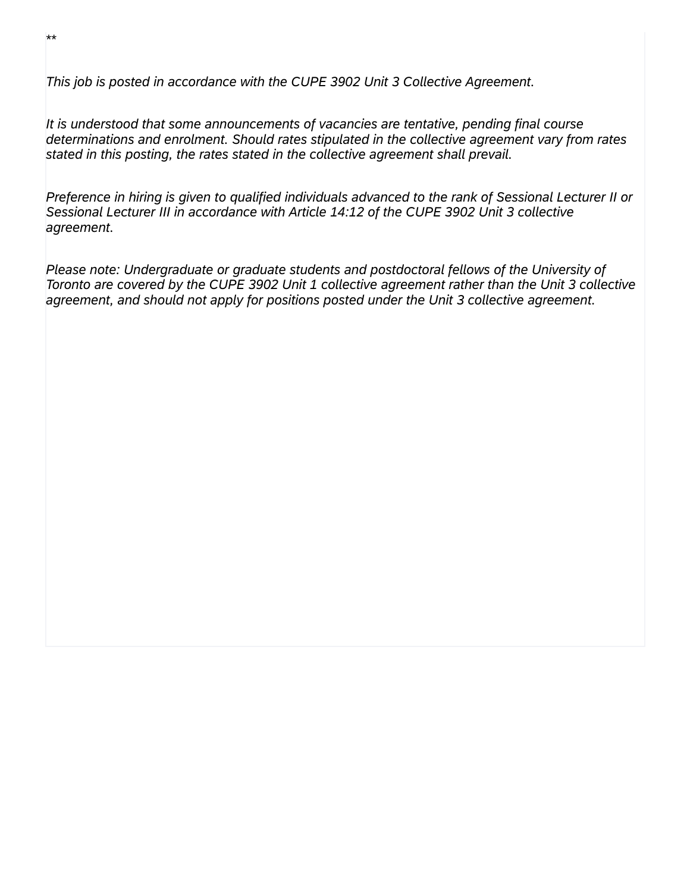**

*This job is posted in accordance with the CUPE 3902 Unit 3 Collective Agreement.*

*It is understood that some announcements of vacancies are tentative, pending final course determinations and enrolment. Should rates stipulated in the collective agreement vary from rates stated in this posting, the rates stated in the collective agreement shall prevail.*

*Preference in hiring is given to qualified individuals advanced to the rank of Sessional Lecturer II or Sessional Lecturer III in accordance with Article 14:12 of the CUPE 3902 Unit 3 collective agreement.*

*Please note: Undergraduate or graduate students and postdoctoral fellows of the University of Toronto are covered by the CUPE 3902 Unit 1 collective agreement rather than the Unit 3 collective agreement, and should not apply for positions posted under the Unit 3 collective agreement.*